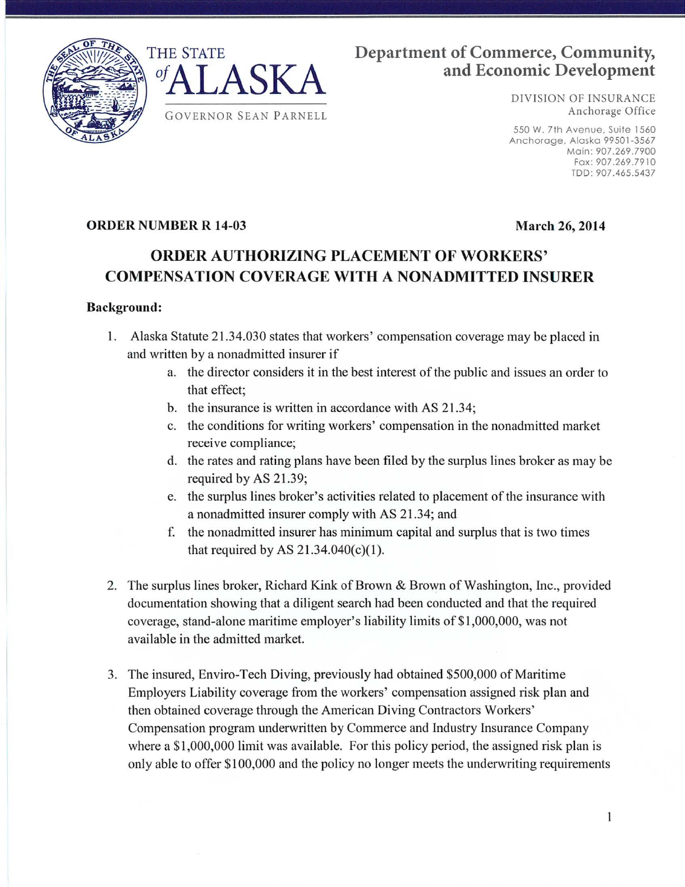THE STATE *of* ALASKA

GOVERNOR SEAN PARNELL

**Department of Commerce, Community, and Economic Development**

DIVISION OF INSURANCE
Anchorage Office

550 W. 7th Avenue, Suite 1560
Anchorage, Alaska 99501-3567
Main: 907.269.7900
Fax: 907.269.7910
TDD: 907.465.5437

**ORDER NUMBER R 14-03** **March 26, 2014**

## ORDER AUTHORIZING PLACEMENT OF WORKERS' COMPENSATION COVERAGE WITH A NONADMITTED INSURER

**Background:**

1. Alaska Statute 21.34.030 states that workers' compensation coverage may be placed in and written by a nonadmitted insurer if
   a. the director considers it in the best interest of the public and issues an order to that effect;
   b. the insurance is written in accordance with AS 21.34;
   c. the conditions for writing workers' compensation in the nonadmitted market receive compliance;
   d. the rates and rating plans have been filed by the surplus lines broker as may be required by AS 21.39;
   e. the surplus lines broker's activities related to placement of the insurance with a nonadmitted insurer comply with AS 21.34; and
   f. the nonadmitted insurer has minimum capital and surplus that is two times that required by AS 21.34.040(c)(1).

2. The surplus lines broker, Richard Kink of Brown & Brown of Washington, Inc., provided documentation showing that a diligent search had been conducted and that the required coverage, stand-alone maritime employer's liability limits of $1,000,000, was not available in the admitted market.

3. The insured, Enviro-Tech Diving, previously had obtained $500,000 of Maritime Employers Liability coverage from the workers' compensation assigned risk plan and then obtained coverage through the American Diving Contractors Workers' Compensation program underwritten by Commerce and Industry Insurance Company where a $1,000,000 limit was available. For this policy period, the assigned risk plan is only able to offer $100,000 and the policy no longer meets the underwriting requirements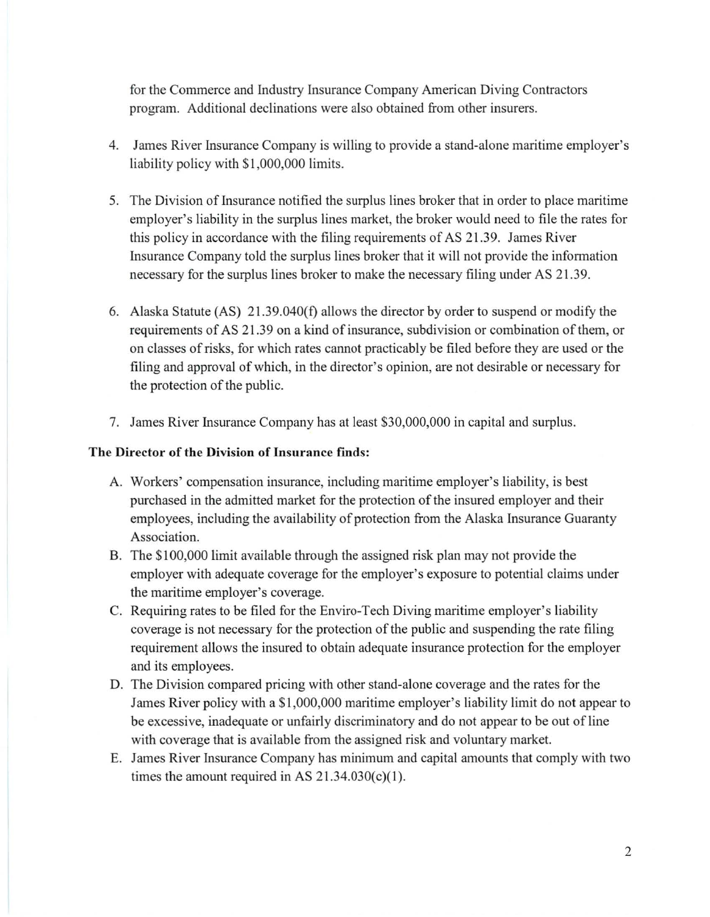for the Commerce and Industry Insurance Company American Diving Contractors program. Additional declinations were also obtained from other insurers.

4. James River Insurance Company is willing to provide a stand-alone maritime employer's liability policy with $1,000,000 limits.

5. The Division of Insurance notified the surplus lines broker that in order to place maritime employer's liability in the surplus lines market, the broker would need to file the rates for this policy in accordance with the filing requirements of AS 21.39. James River Insurance Company told the surplus lines broker that it will not provide the information necessary for the surplus lines broker to make the necessary filing under AS 21.39.

6. Alaska Statute (AS) 21.39.040(f) allows the director by order to suspend or modify the requirements of AS 21.39 on a kind of insurance, subdivision or combination of them, or on classes of risks, for which rates cannot practicably be filed before they are used or the filing and approval of which, in the director's opinion, are not desirable or necessary for the protection of the public.

7. James River Insurance Company has at least $30,000,000 in capital and surplus.

**The Director of the Division of Insurance finds:**

A. Workers' compensation insurance, including maritime employer's liability, is best purchased in the admitted market for the protection of the insured employer and their employees, including the availability of protection from the Alaska Insurance Guaranty Association.
B. The $100,000 limit available through the assigned risk plan may not provide the employer with adequate coverage for the employer's exposure to potential claims under the maritime employer's coverage.
C. Requiring rates to be filed for the Enviro-Tech Diving maritime employer's liability coverage is not necessary for the protection of the public and suspending the rate filing requirement allows the insured to obtain adequate insurance protection for the employer and its employees.
D. The Division compared pricing with other stand-alone coverage and the rates for the James River policy with a $1,000,000 maritime employer's liability limit do not appear to be excessive, inadequate or unfairly discriminatory and do not appear to be out of line with coverage that is available from the assigned risk and voluntary market.
E. James River Insurance Company has minimum and capital amounts that comply with two times the amount required in AS 21.34.030(c)(1).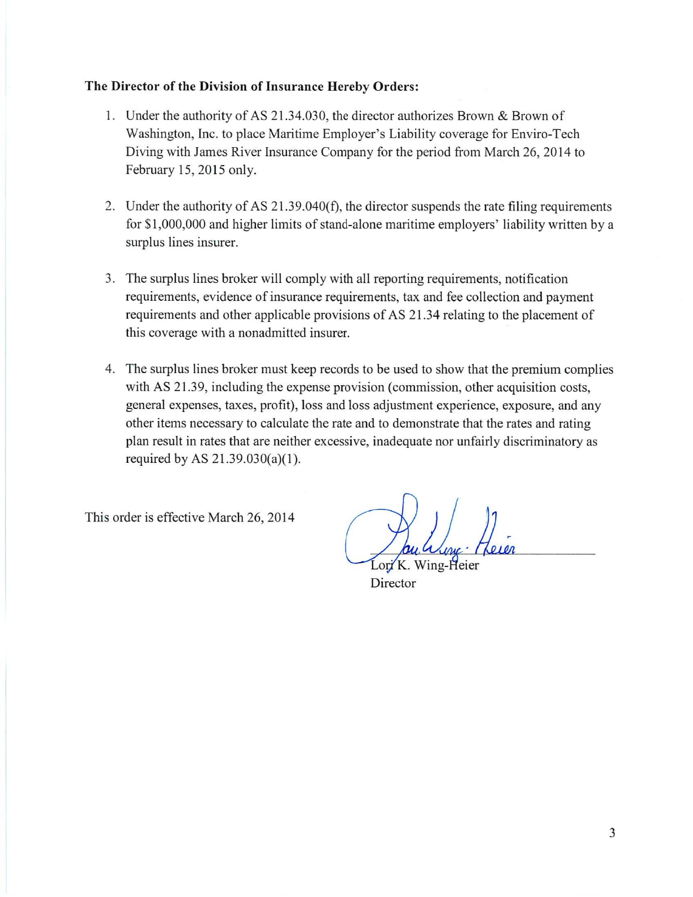**The Director of the Division of Insurance Hereby Orders:**

1. Under the authority of AS 21.34.030, the director authorizes Brown & Brown of Washington, Inc. to place Maritime Employer's Liability coverage for Enviro-Tech Diving with James River Insurance Company for the period from March 26, 2014 to February 15, 2015 only.

2. Under the authority of AS 21.39.040(f), the director suspends the rate filing requirements for $1,000,000 and higher limits of stand-alone maritime employers' liability written by a surplus lines insurer.

3. The surplus lines broker will comply with all reporting requirements, notification requirements, evidence of insurance requirements, tax and fee collection and payment requirements and other applicable provisions of AS 21.34 relating to the placement of this coverage with a nonadmitted insurer.

4. The surplus lines broker must keep records to be used to show that the premium complies with AS 21.39, including the expense provision (commission, other acquisition costs, general expenses, taxes, profit), loss and loss adjustment experience, exposure, and any other items necessary to calculate the rate and to demonstrate that the rates and rating plan result in rates that are neither excessive, inadequate nor unfairly discriminatory as required by AS 21.39.030(a)(1).

This order is effective March 26, 2014

Lori K. Wing-Heier
Director